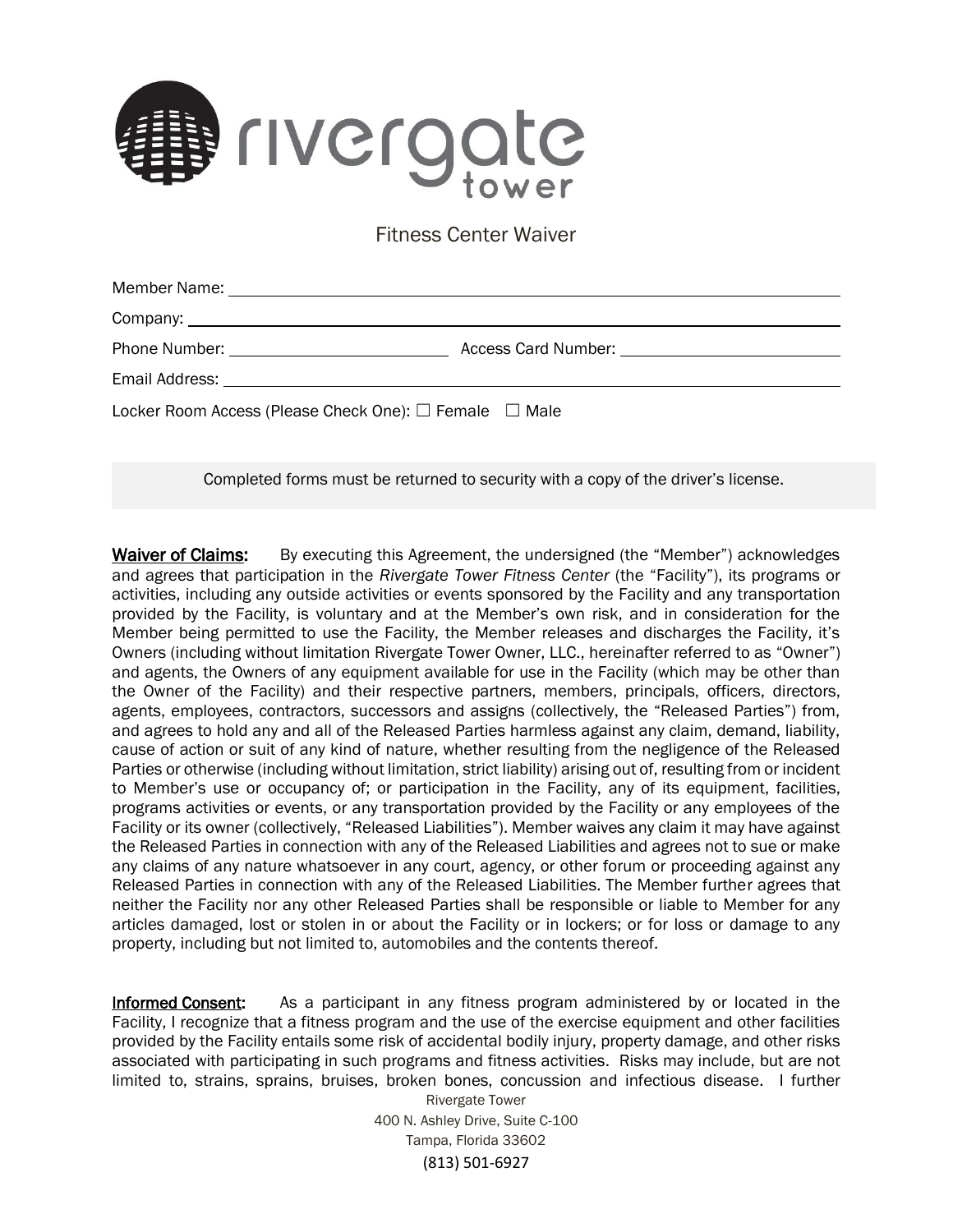# rivergate tower

## Fitness Center Waiver

Member Name: ____________________________________________

Company: ____________________________________________

Phone Number: ______________________ Access Card Number: ______________________

Email Address: ____________________________________________

Locker Room Access (Please Check One): ☐ Female ☐ Male

Completed forms must be returned to security with a copy of the driver's license.

**Waiver of Claims:** By executing this Agreement, the undersigned (the "Member") acknowledges and agrees that participation in the *Rivergate Tower Fitness Center* (the "Facility"), its programs or activities, including any outside activities or events sponsored by the Facility and any transportation provided by the Facility, is voluntary and at the Member's own risk, and in consideration for the Member being permitted to use the Facility, the Member releases and discharges the Facility, it's Owners (including without limitation Rivergate Tower Owner, LLC., hereinafter referred to as "Owner") and agents, the Owners of any equipment available for use in the Facility (which may be other than the Owner of the Facility) and their respective partners, members, principals, officers, directors, agents, employees, contractors, successors and assigns (collectively, the "Released Parties") from, and agrees to hold any and all of the Released Parties harmless against any claim, demand, liability, cause of action or suit of any kind of nature, whether resulting from the negligence of the Released Parties or otherwise (including without limitation, strict liability) arising out of, resulting from or incident to Member's use or occupancy of; or participation in the Facility, any of its equipment, facilities, programs activities or events, or any transportation provided by the Facility or any employees of the Facility or its owner (collectively, "Released Liabilities"). Member waives any claim it may have against the Released Parties in connection with any of the Released Liabilities and agrees not to sue or make any claims of any nature whatsoever in any court, agency, or other forum or proceeding against any Released Parties in connection with any of the Released Liabilities. The Member further agrees that neither the Facility nor any other Released Parties shall be responsible or liable to Member for any articles damaged, lost or stolen in or about the Facility or in lockers; or for loss or damage to any property, including but not limited to, automobiles and the contents thereof.

**Informed Consent:** As a participant in any fitness program administered by or located in the Facility, I recognize that a fitness program and the use of the exercise equipment and other facilities provided by the Facility entails some risk of accidental bodily injury, property damage, and other risks associated with participating in such programs and fitness activities. Risks may include, but are not limited to, strains, sprains, bruises, broken bones, concussion and infectious disease. I further

Rivergate Tower
400 N. Ashley Drive, Suite C-100
Tampa, Florida 33602
(813) 501-6927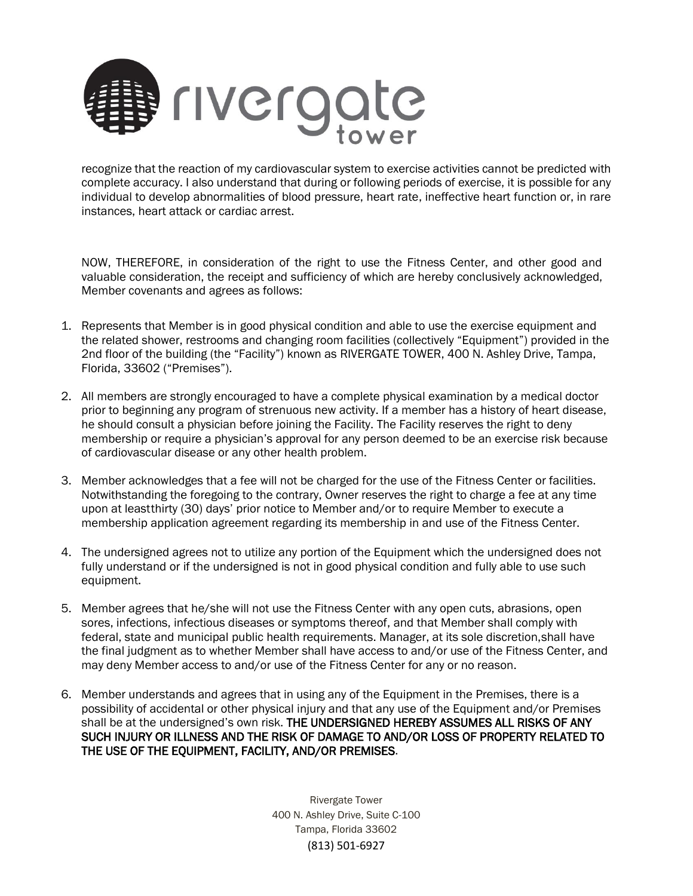recognize that the reaction of my cardiovascular system to exercise activities cannot be predicted with complete accuracy. I also understand that during or following periods of exercise, it is possible for any individual to develop abnormalities of blood pressure, heart rate, ineffective heart function or, in rare instances, heart attack or cardiac arrest.

NOW, THEREFORE, in consideration of the right to use the Fitness Center, and other good and valuable consideration, the receipt and sufficiency of which are hereby conclusively acknowledged, Member covenants and agrees as follows:

1. Represents that Member is in good physical condition and able to use the exercise equipment and the related shower, restrooms and changing room facilities (collectively "Equipment") provided in the 2nd floor of the building (the "Facility") known as RIVERGATE TOWER, 400 N. Ashley Drive, Tampa, Florida, 33602 ("Premises").

2. All members are strongly encouraged to have a complete physical examination by a medical doctor prior to beginning any program of strenuous new activity. If a member has a history of heart disease, he should consult a physician before joining the Facility. The Facility reserves the right to deny membership or require a physician's approval for any person deemed to be an exercise risk because of cardiovascular disease or any other health problem.

3. Member acknowledges that a fee will not be charged for the use of the Fitness Center or facilities. Notwithstanding the foregoing to the contrary, Owner reserves the right to charge a fee at any time upon at leastthirty (30) days' prior notice to Member and/or to require Member to execute a membership application agreement regarding its membership in and use of the Fitness Center.

4. The undersigned agrees not to utilize any portion of the Equipment which the undersigned does not fully understand or if the undersigned is not in good physical condition and fully able to use such equipment.

5. Member agrees that he/she will not use the Fitness Center with any open cuts, abrasions, open sores, infections, infectious diseases or symptoms thereof, and that Member shall comply with federal, state and municipal public health requirements. Manager, at its sole discretion,shall have the final judgment as to whether Member shall have access to and/or use of the Fitness Center, and may deny Member access to and/or use of the Fitness Center for any or no reason.

6. Member understands and agrees that in using any of the Equipment in the Premises, there is a possibility of accidental or other physical injury and that any use of the Equipment and/or Premises shall be at the undersigned's own risk. **THE UNDERSIGNED HEREBY ASSUMES ALL RISKS OF ANY SUCH INJURY OR ILLNESS AND THE RISK OF DAMAGE TO AND/OR LOSS OF PROPERTY RELATED TO THE USE OF THE EQUIPMENT, FACILITY, AND/OR PREMISES**.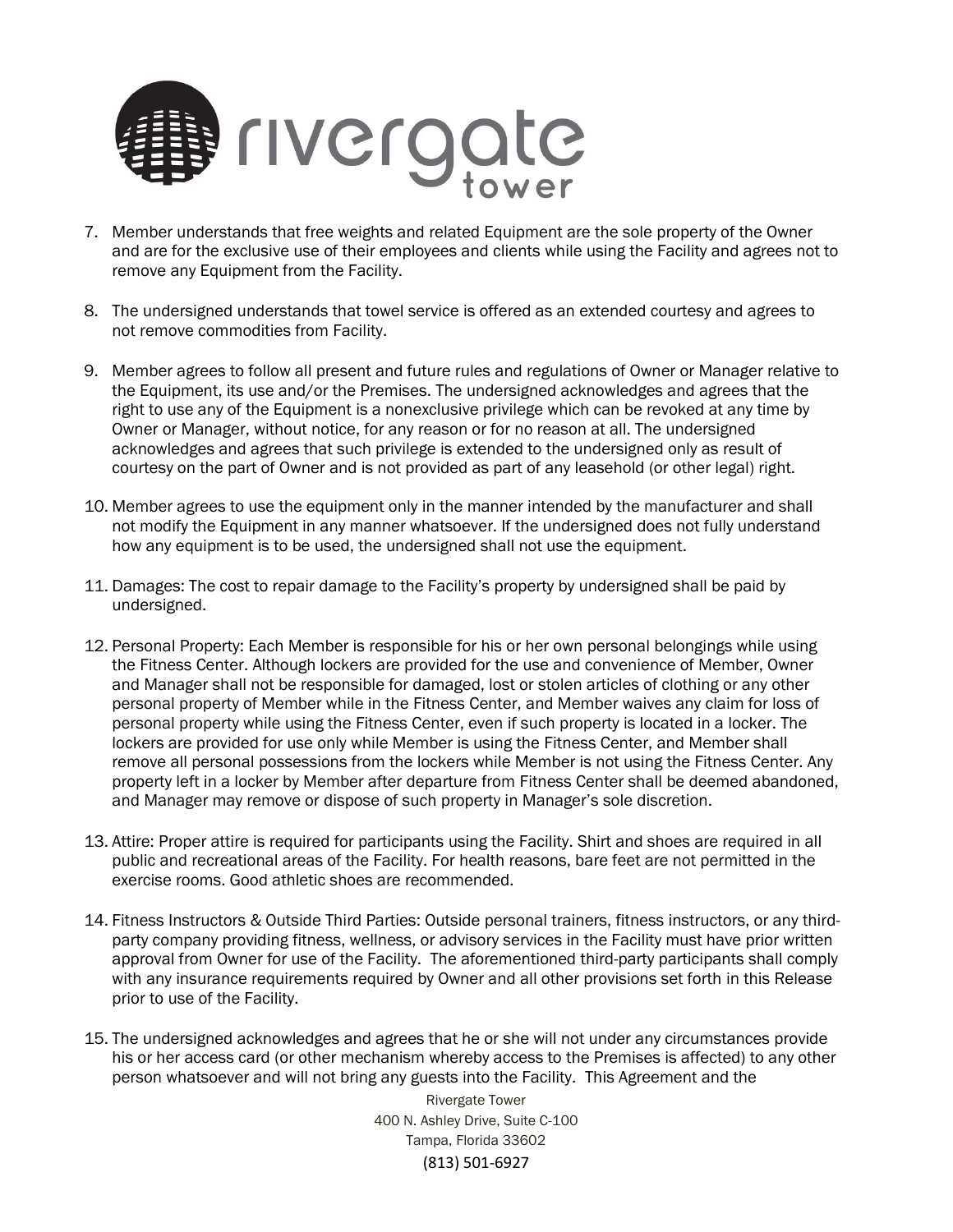7. Member understands that free weights and related Equipment are the sole property of the Owner and are for the exclusive use of their employees and clients while using the Facility and agrees not to remove any Equipment from the Facility.

8. The undersigned understands that towel service is offered as an extended courtesy and agrees to not remove commodities from Facility.

9. Member agrees to follow all present and future rules and regulations of Owner or Manager relative to the Equipment, its use and/or the Premises. The undersigned acknowledges and agrees that the right to use any of the Equipment is a nonexclusive privilege which can be revoked at any time by Owner or Manager, without notice, for any reason or for no reason at all. The undersigned acknowledges and agrees that such privilege is extended to the undersigned only as result of courtesy on the part of Owner and is not provided as part of any leasehold (or other legal) right.

10. Member agrees to use the equipment only in the manner intended by the manufacturer and shall not modify the Equipment in any manner whatsoever. If the undersigned does not fully understand how any equipment is to be used, the undersigned shall not use the equipment.

11. Damages: The cost to repair damage to the Facility's property by undersigned shall be paid by undersigned.

12. Personal Property: Each Member is responsible for his or her own personal belongings while using the Fitness Center. Although lockers are provided for the use and convenience of Member, Owner and Manager shall not be responsible for damaged, lost or stolen articles of clothing or any other personal property of Member while in the Fitness Center, and Member waives any claim for loss of personal property while using the Fitness Center, even if such property is located in a locker. The lockers are provided for use only while Member is using the Fitness Center, and Member shall remove all personal possessions from the lockers while Member is not using the Fitness Center. Any property left in a locker by Member after departure from Fitness Center shall be deemed abandoned, and Manager may remove or dispose of such property in Manager's sole discretion.

13. Attire: Proper attire is required for participants using the Facility. Shirt and shoes are required in all public and recreational areas of the Facility. For health reasons, bare feet are not permitted in the exercise rooms. Good athletic shoes are recommended.

14. Fitness Instructors & Outside Third Parties: Outside personal trainers, fitness instructors, or any third-party company providing fitness, wellness, or advisory services in the Facility must have prior written approval from Owner for use of the Facility. The aforementioned third-party participants shall comply with any insurance requirements required by Owner and all other provisions set forth in this Release prior to use of the Facility.

15. The undersigned acknowledges and agrees that he or she will not under any circumstances provide his or her access card (or other mechanism whereby access to the Premises is affected) to any other person whatsoever and will not bring any guests into the Facility. This Agreement and the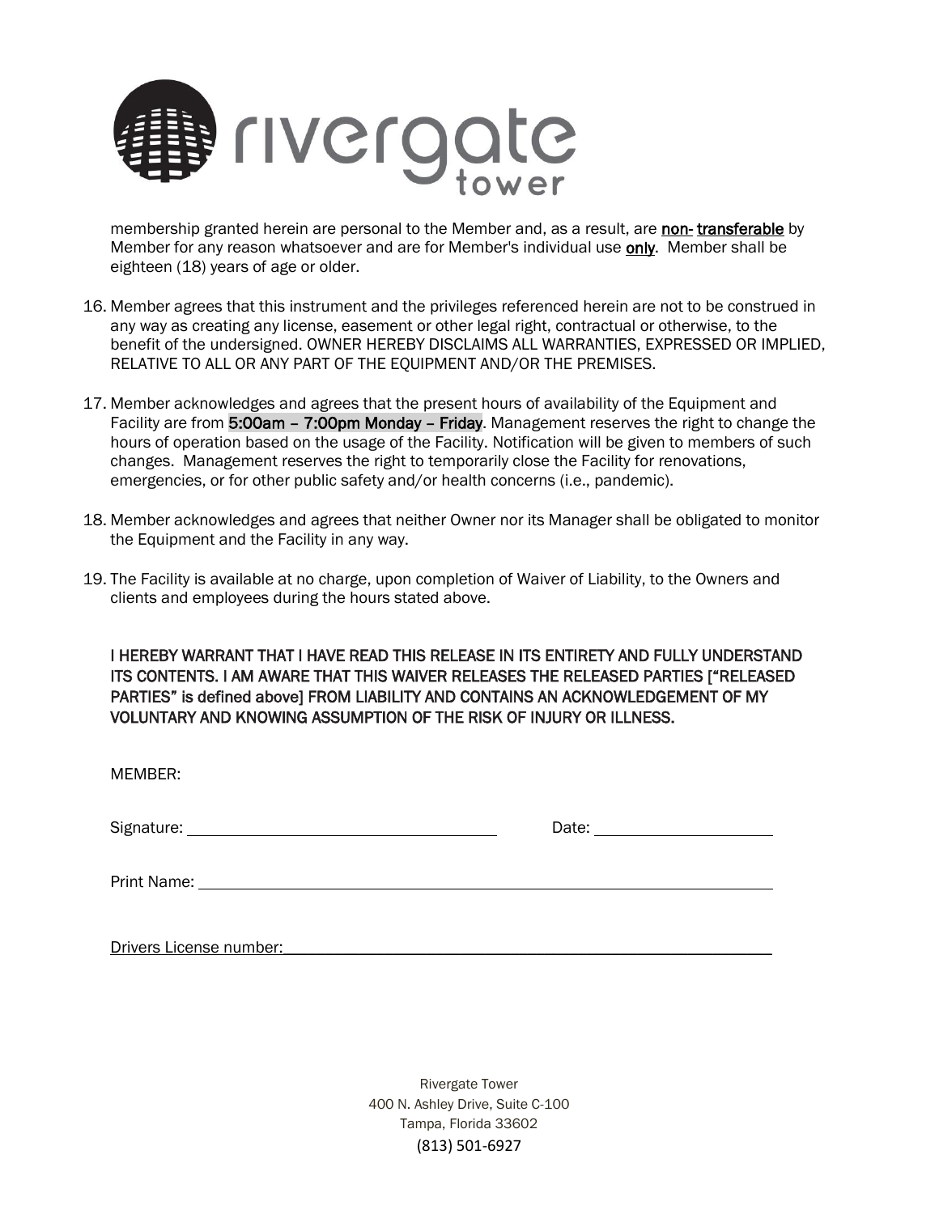membership granted herein are personal to the Member and, as a result, are **non- transferable** by Member for any reason whatsoever and are for Member's individual use **only**. Member shall be eighteen (18) years of age or older.

16. Member agrees that this instrument and the privileges referenced herein are not to be construed in any way as creating any license, easement or other legal right, contractual or otherwise, to the benefit of the undersigned. OWNER HEREBY DISCLAIMS ALL WARRANTIES, EXPRESSED OR IMPLIED, RELATIVE TO ALL OR ANY PART OF THE EQUIPMENT AND/OR THE PREMISES.

17. Member acknowledges and agrees that the present hours of availability of the Equipment and Facility are from **5:00am – 7:00pm Monday – Friday**. Management reserves the right to change the hours of operation based on the usage of the Facility. Notification will be given to members of such changes. Management reserves the right to temporarily close the Facility for renovations, emergencies, or for other public safety and/or health concerns (i.e., pandemic).

18. Member acknowledges and agrees that neither Owner nor its Manager shall be obligated to monitor the Equipment and the Facility in any way.

19. The Facility is available at no charge, upon completion of Waiver of Liability, to the Owners and clients and employees during the hours stated above.

I HEREBY WARRANT THAT I HAVE READ THIS RELEASE IN ITS ENTIRETY AND FULLY UNDERSTAND ITS CONTENTS. I AM AWARE THAT THIS WAIVER RELEASES THE RELEASED PARTIES ["RELEASED PARTIES" is defined above] FROM LIABILITY AND CONTAINS AN ACKNOWLEDGEMENT OF MY VOLUNTARY AND KNOWING ASSUMPTION OF THE RISK OF INJURY OR ILLNESS.

MEMBER:

Signature: ______________________________ Date: ____________________

Print Name: ____________________________________________________________

Drivers License number:__________________________________________________

Rivergate Tower
400 N. Ashley Drive, Suite C-100
Tampa, Florida 33602
(813) 501-6927